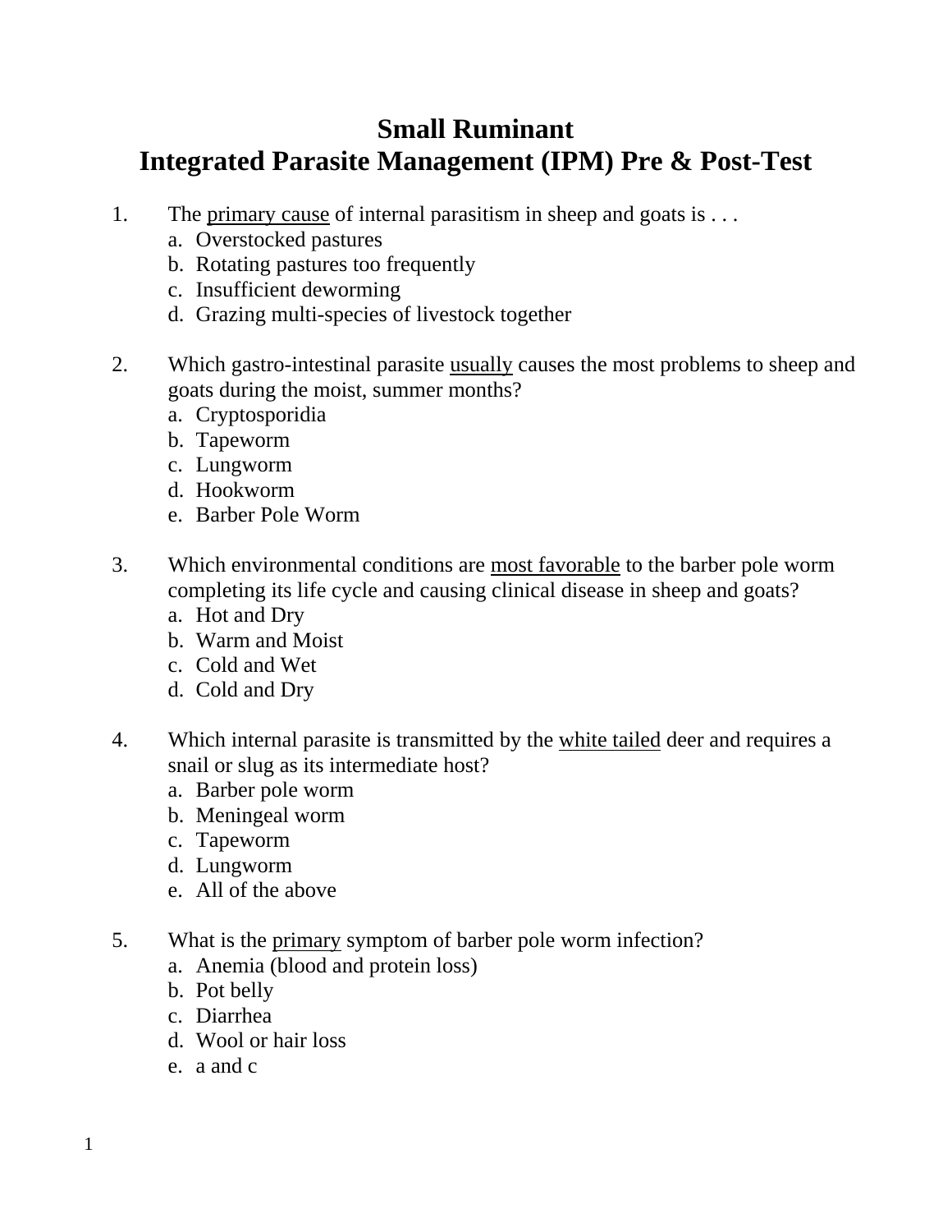# Small Ruminant
# Integrated Parasite Management (IPM) Pre & Post-Test

1. The <u>primary cause</u> of internal parasitism in sheep and goats is . . .
   a. Overstocked pastures
   b. Rotating pastures too frequently
   c. Insufficient deworming
   d. Grazing multi-species of livestock together

2. Which gastro-intestinal parasite <u>usually</u> causes the most problems to sheep and goats during the moist, summer months?
   a. Cryptosporidia
   b. Tapeworm
   c. Lungworm
   d. Hookworm
   e. Barber Pole Worm

3. Which environmental conditions are <u>most favorable</u> to the barber pole worm completing its life cycle and causing clinical disease in sheep and goats?
   a. Hot and Dry
   b. Warm and Moist
   c. Cold and Wet
   d. Cold and Dry

4. Which internal parasite is transmitted by the <u>white tailed</u> deer and requires a snail or slug as its intermediate host?
   a. Barber pole worm
   b. Meningeal worm
   c. Tapeworm
   d. Lungworm
   e. All of the above

5. What is the <u>primary</u> symptom of barber pole worm infection?
   a. Anemia (blood and protein loss)
   b. Pot belly
   c. Diarrhea
   d. Wool or hair loss
   e. a and c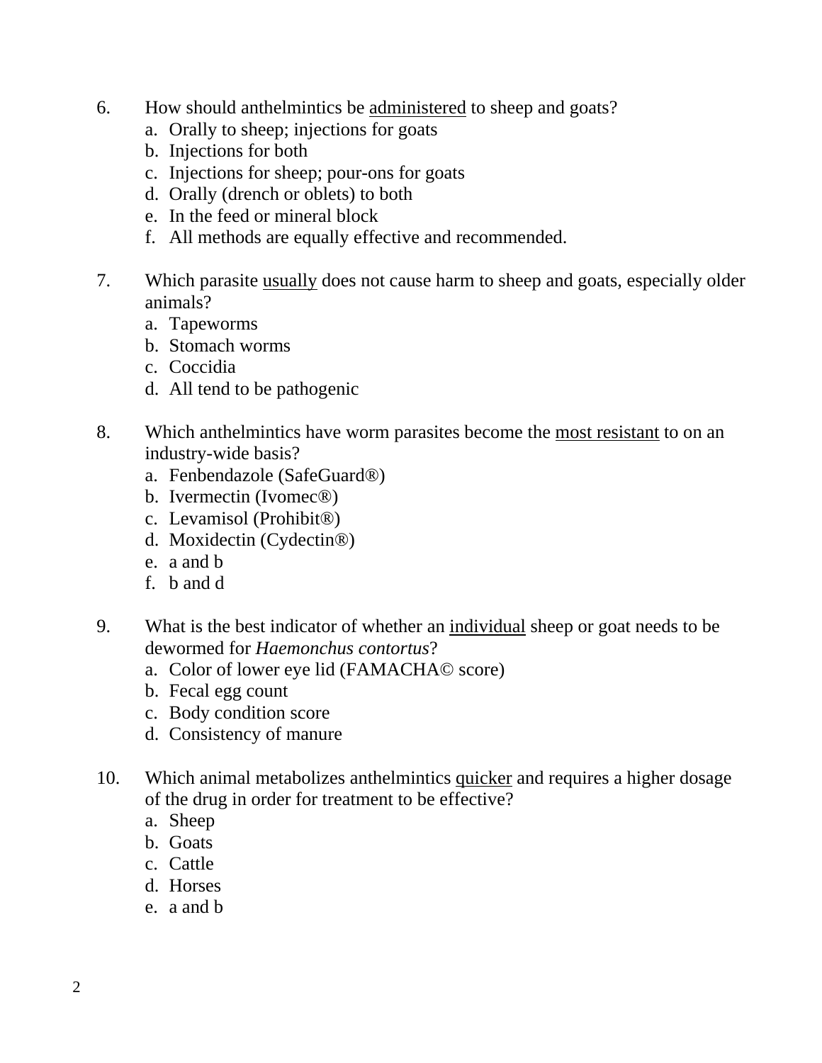6. How should anthelmintics be <u>administered</u> to sheep and goats?
   a. Orally to sheep; injections for goats
   b. Injections for both
   c. Injections for sheep; pour-ons for goats
   d. Orally (drench or oblets) to both
   e. In the feed or mineral block
   f. All methods are equally effective and recommended.

7. Which parasite <u>usually</u> does not cause harm to sheep and goats, especially older animals?
   a. Tapeworms
   b. Stomach worms
   c. Coccidia
   d. All tend to be pathogenic

8. Which anthelmintics have worm parasites become the <u>most resistant</u> to on an industry-wide basis?
   a. Fenbendazole (SafeGuard®)
   b. Ivermectin (Ivomec®)
   c. Levamisol (Prohibit®)
   d. Moxidectin (Cydectin®)
   e. a and b
   f. b and d

9. What is the best indicator of whether an <u>individual</u> sheep or goat needs to be dewormed for *Haemonchus contortus*?
   a. Color of lower eye lid (FAMACHA© score)
   b. Fecal egg count
   c. Body condition score
   d. Consistency of manure

10. Which animal metabolizes anthelmintics <u>quicker</u> and requires a higher dosage of the drug in order for treatment to be effective?
    a. Sheep
    b. Goats
    c. Cattle
    d. Horses
    e. a and b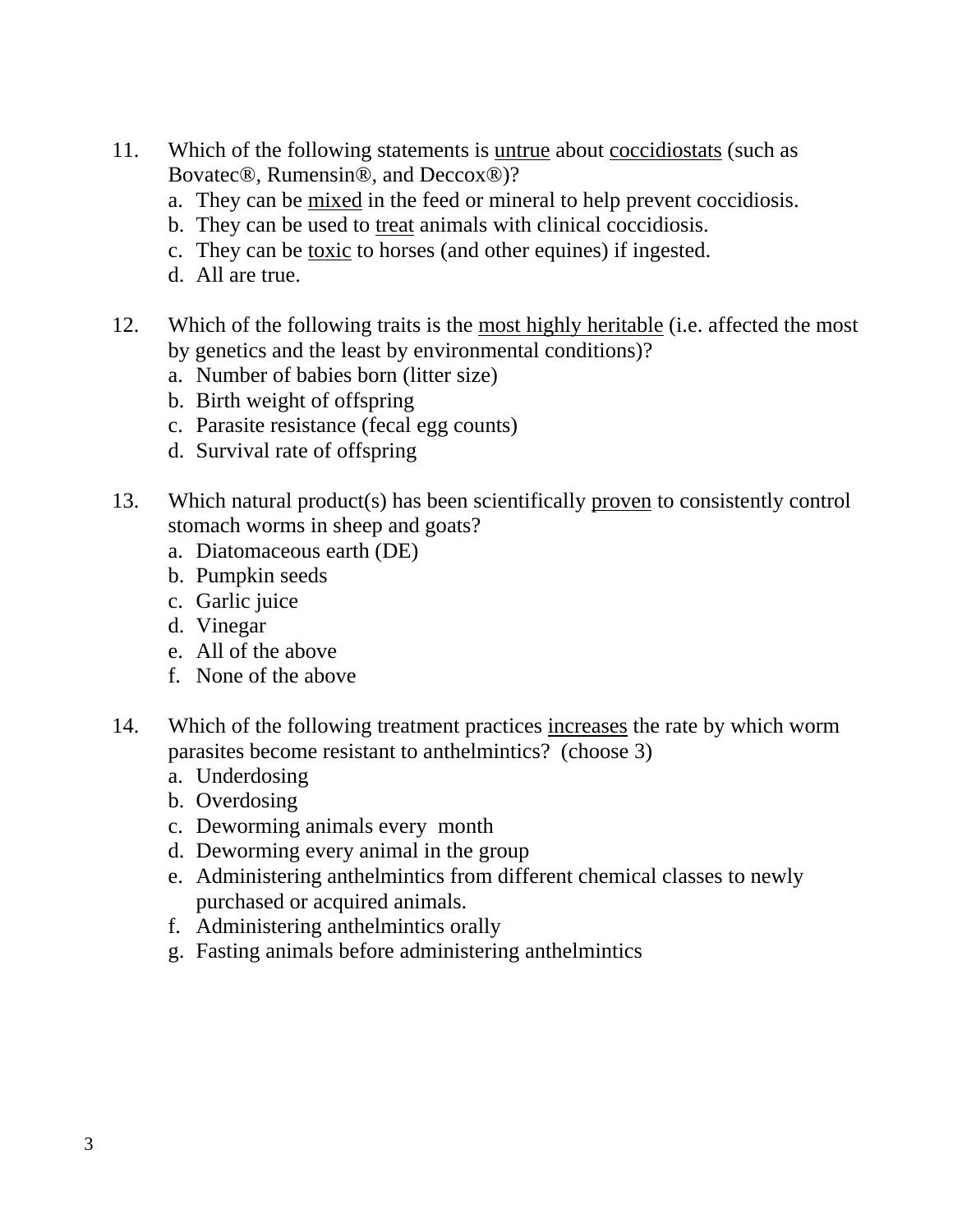11. Which of the following statements is <u>untrue</u> about <u>coccidiostats</u> (such as Bovatec®, Rumensin®, and Deccox®)?
    a. They can be <u>mixed</u> in the feed or mineral to help prevent coccidiosis.
    b. They can be used to <u>treat</u> animals with clinical coccidiosis.
    c. They can be <u>toxic</u> to horses (and other equines) if ingested.
    d. All are true.

12. Which of the following traits is the <u>most highly heritable</u> (i.e. affected the most by genetics and the least by environmental conditions)?
    a. Number of babies born (litter size)
    b. Birth weight of offspring
    c. Parasite resistance (fecal egg counts)
    d. Survival rate of offspring

13. Which natural product(s) has been scientifically <u>proven</u> to consistently control stomach worms in sheep and goats?
    a. Diatomaceous earth (DE)
    b. Pumpkin seeds
    c. Garlic juice
    d. Vinegar
    e. All of the above
    f. None of the above

14. Which of the following treatment practices <u>increases</u> the rate by which worm parasites become resistant to anthelmintics? (choose 3)
    a. Underdosing
    b. Overdosing
    c. Deworming animals every month
    d. Deworming every animal in the group
    e. Administering anthelmintics from different chemical classes to newly purchased or acquired animals.
    f. Administering anthelmintics orally
    g. Fasting animals before administering anthelmintics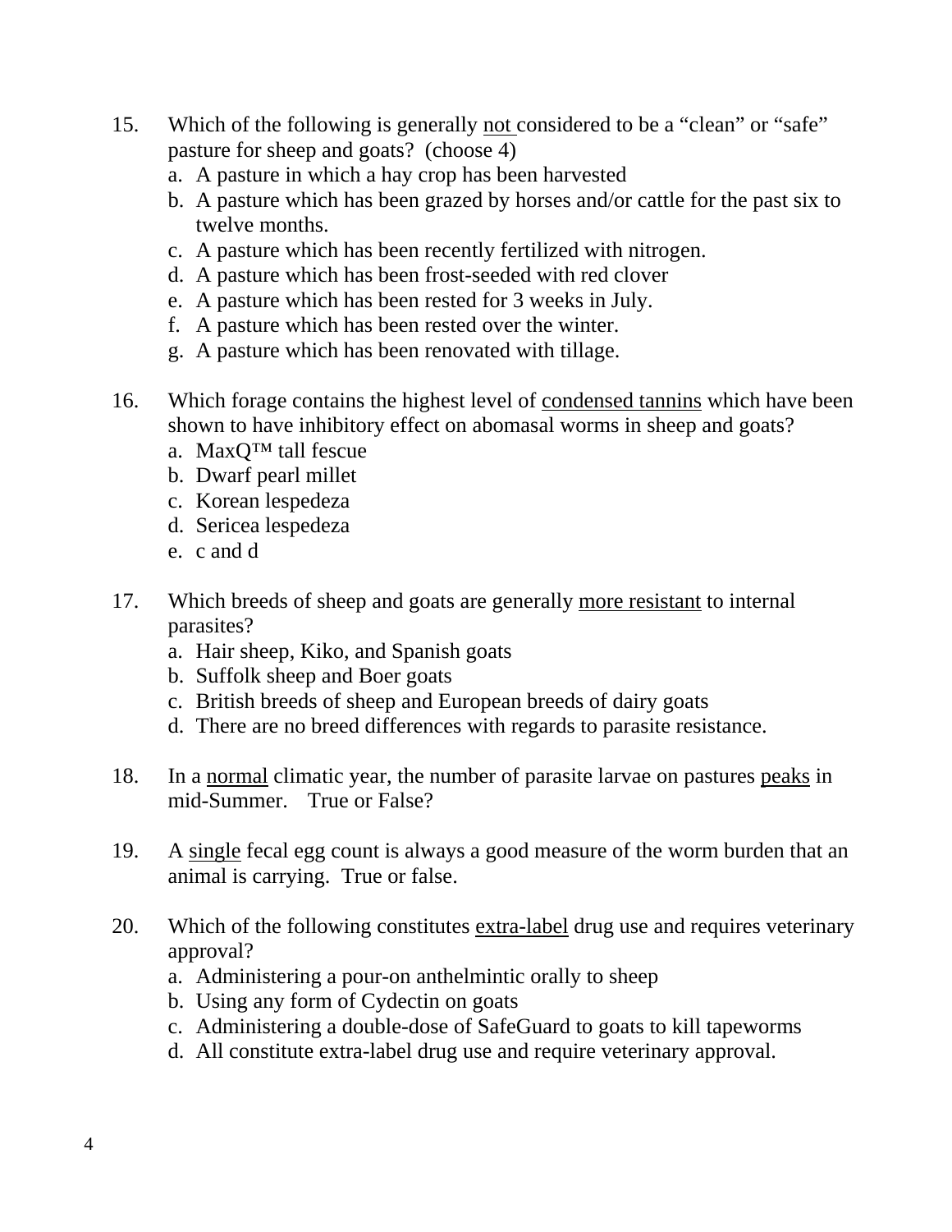15. Which of the following is generally <u>not</u> considered to be a “clean” or “safe” pasture for sheep and goats? (choose 4)
    a. A pasture in which a hay crop has been harvested
    b. A pasture which has been grazed by horses and/or cattle for the past six to twelve months.
    c. A pasture which has been recently fertilized with nitrogen.
    d. A pasture which has been frost-seeded with red clover
    e. A pasture which has been rested for 3 weeks in July.
    f. A pasture which has been rested over the winter.
    g. A pasture which has been renovated with tillage.

16. Which forage contains the highest level of <u>condensed tannins</u> which have been shown to have inhibitory effect on abomasal worms in sheep and goats?
    a. MaxQ™ tall fescue
    b. Dwarf pearl millet
    c. Korean lespedeza
    d. Sericea lespedeza
    e. c and d

17. Which breeds of sheep and goats are generally <u>more resistant</u> to internal parasites?
    a. Hair sheep, Kiko, and Spanish goats
    b. Suffolk sheep and Boer goats
    c. British breeds of sheep and European breeds of dairy goats
    d. There are no breed differences with regards to parasite resistance.

18. In a <u>normal</u> climatic year, the number of parasite larvae on pastures <u>peaks</u> in mid-Summer. True or False?

19. A <u>single</u> fecal egg count is always a good measure of the worm burden that an animal is carrying. True or false.

20. Which of the following constitutes <u>extra-label</u> drug use and requires veterinary approval?
    a. Administering a pour-on anthelmintic orally to sheep
    b. Using any form of Cydectin on goats
    c. Administering a double-dose of SafeGuard to goats to kill tapeworms
    d. All constitute extra-label drug use and require veterinary approval.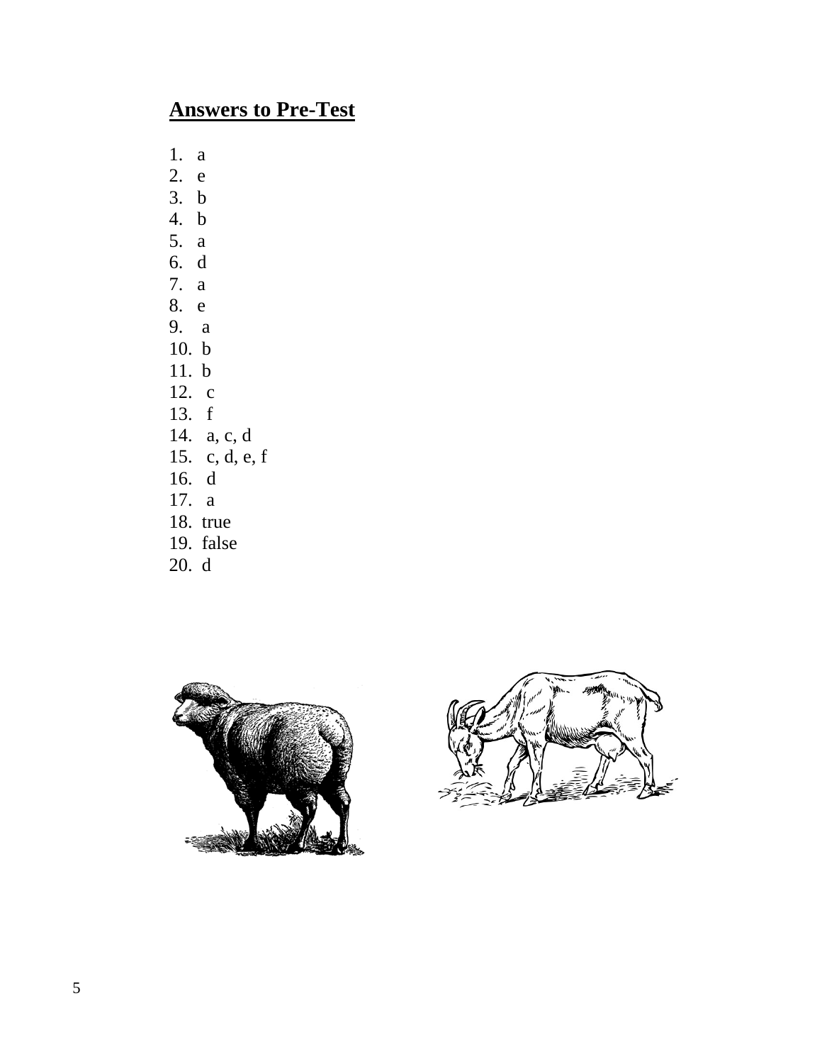## Answers to Pre-Test

1. a
2. e
3. b
4. b
5. a
6. d
7. a
8. e
9. a
10. b
11. b
12. c
13. f
14. a, c, d
15. c, d, e, f
16. d
17. a
18. true
19. false
20. d